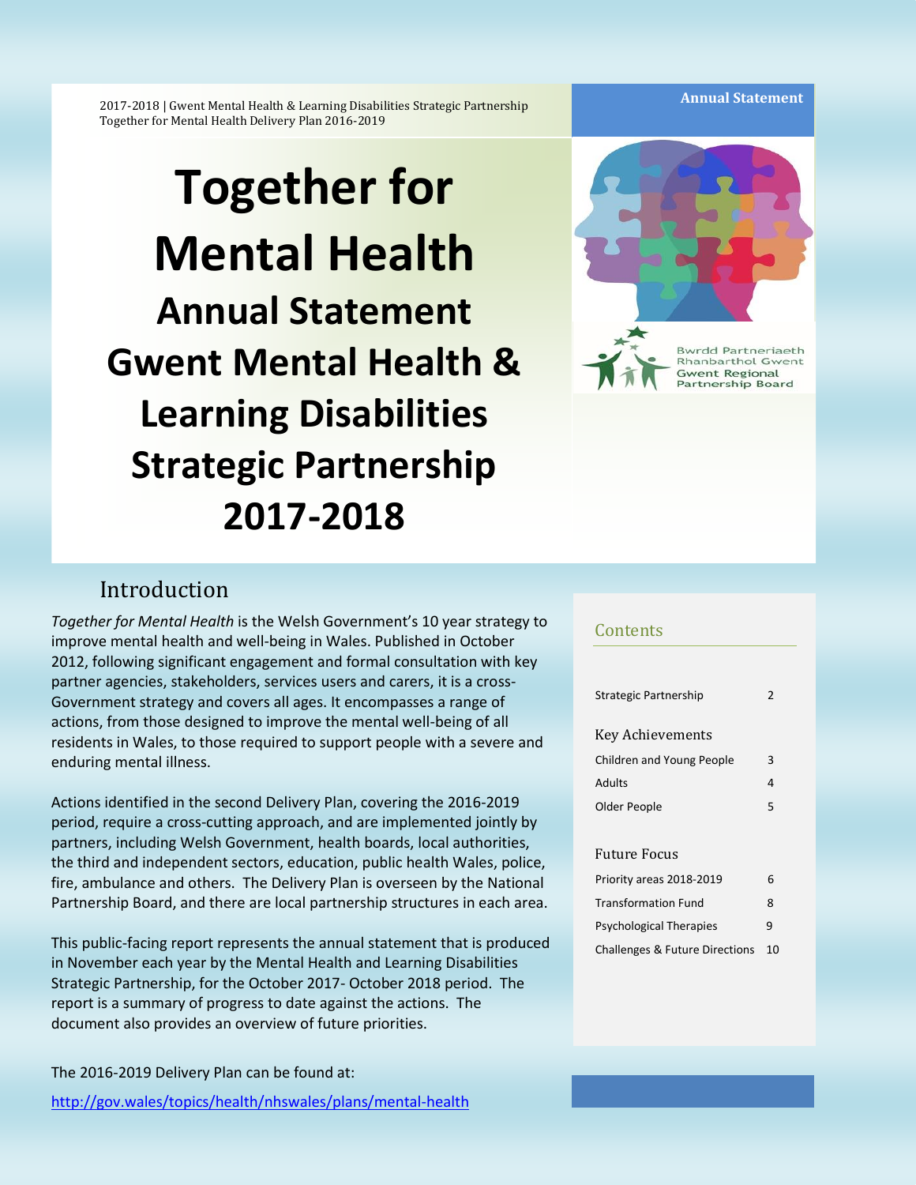2017-2018 | Gwent Mental Health & Learning Disabilities Strategic Partnership
Together for Mental Health Delivery Plan 2016-2019

**Annual Statement**

# Together for Mental Health

## Annual Statement Gwent Mental Health & Learning Disabilities Strategic Partnership 2017-2018

Bwrdd Partneriaeth Rhanbarthol Gwent
Gwent Regional Partnership Board

## Introduction

*Together for Mental Health* is the Welsh Government's 10 year strategy to improve mental health and well-being in Wales. Published in October 2012, following significant engagement and formal consultation with key partner agencies, stakeholders, services users and carers, it is a cross-Government strategy and covers all ages. It encompasses a range of actions, from those designed to improve the mental well-being of all residents in Wales, to those required to support people with a severe and enduring mental illness.

Actions identified in the second Delivery Plan, covering the 2016-2019 period, require a cross-cutting approach, and are implemented jointly by partners, including Welsh Government, health boards, local authorities, the third and independent sectors, education, public health Wales, police, fire, ambulance and others. The Delivery Plan is overseen by the National Partnership Board, and there are local partnership structures in each area.

This public-facing report represents the annual statement that is produced in November each year by the Mental Health and Learning Disabilities Strategic Partnership, for the October 2017- October 2018 period. The report is a summary of progress to date against the actions. The document also provides an overview of future priorities.

The 2016-2019 Delivery Plan can be found at:

http://gov.wales/topics/health/nhswales/plans/mental-health

## Contents

| | |
|---|---|
| Strategic Partnership | 2 |
| **Key Achievements** | |
| Children and Young People | 3 |
| Adults | 4 |
| Older People | 5 |
| **Future Focus** | |
| Priority areas 2018-2019 | 6 |
| Transformation Fund | 8 |
| Psychological Therapies | 9 |
| Challenges & Future Directions | 10 |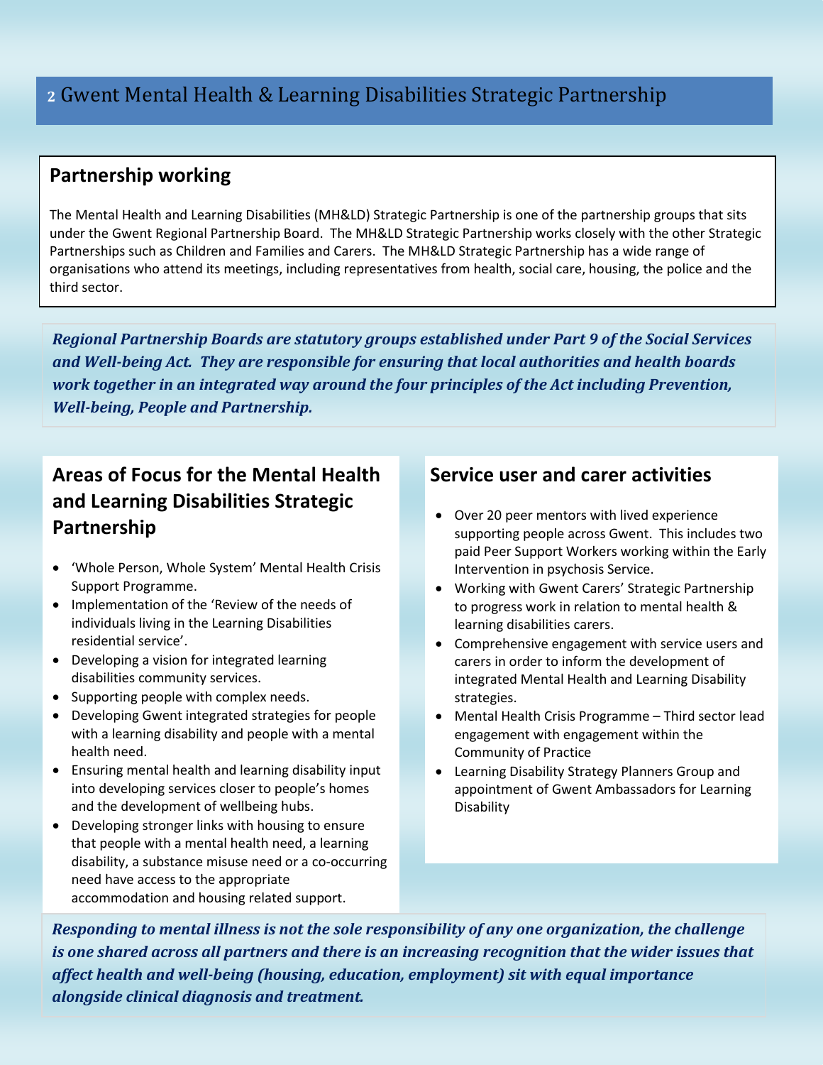# Gwent Mental Health & Learning Disabilities Strategic Partnership

## Partnership working

The Mental Health and Learning Disabilities (MH&LD) Strategic Partnership is one of the partnership groups that sits under the Gwent Regional Partnership Board. The MH&LD Strategic Partnership works closely with the other Strategic Partnerships such as Children and Families and Carers. The MH&LD Strategic Partnership has a wide range of organisations who attend its meetings, including representatives from health, social care, housing, the police and the third sector.

***Regional Partnership Boards are statutory groups established under Part 9 of the Social Services and Well-being Act. They are responsible for ensuring that local authorities and health boards work together in an integrated way around the four principles of the Act including Prevention, Well-being, People and Partnership.***

## Areas of Focus for the Mental Health and Learning Disabilities Strategic Partnership

- 'Whole Person, Whole System' Mental Health Crisis Support Programme.
- Implementation of the 'Review of the needs of individuals living in the Learning Disabilities residential service'.
- Developing a vision for integrated learning disabilities community services.
- Supporting people with complex needs.
- Developing Gwent integrated strategies for people with a learning disability and people with a mental health need.
- Ensuring mental health and learning disability input into developing services closer to people's homes and the development of wellbeing hubs.
- Developing stronger links with housing to ensure that people with a mental health need, a learning disability, a substance misuse need or a co-occurring need have access to the appropriate accommodation and housing related support.

## Service user and carer activities

- Over 20 peer mentors with lived experience supporting people across Gwent. This includes two paid Peer Support Workers working within the Early Intervention in psychosis Service.
- Working with Gwent Carers' Strategic Partnership to progress work in relation to mental health & learning disabilities carers.
- Comprehensive engagement with service users and carers in order to inform the development of integrated Mental Health and Learning Disability strategies.
- Mental Health Crisis Programme – Third sector lead engagement with engagement within the Community of Practice
- Learning Disability Strategy Planners Group and appointment of Gwent Ambassadors for Learning Disability

***Responding to mental illness is not the sole responsibility of any one organization, the challenge is one shared across all partners and there is an increasing recognition that the wider issues that affect health and well-being (housing, education, employment) sit with equal importance alongside clinical diagnosis and treatment.***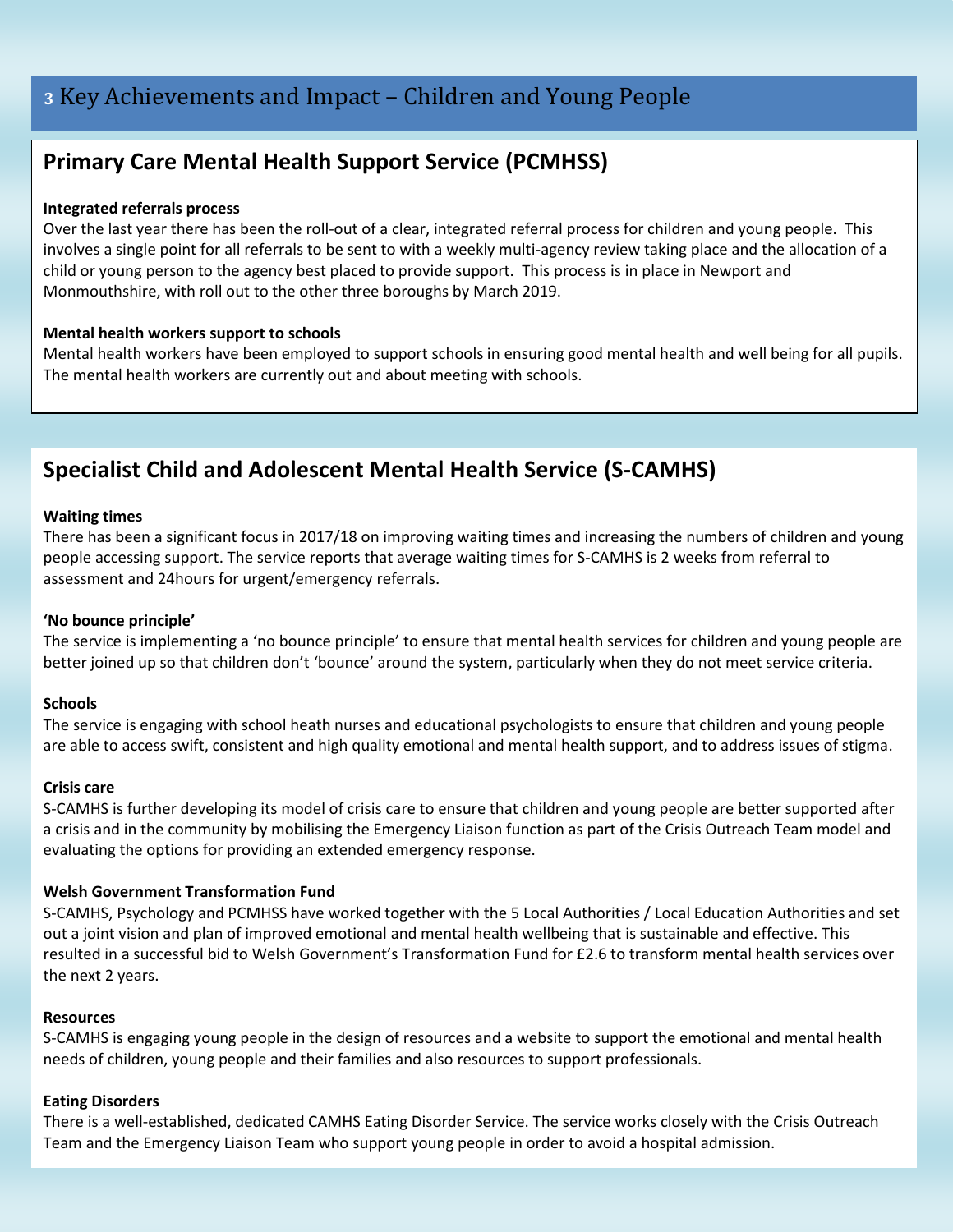# 3 Key Achievements and Impact – Children and Young People

## Primary Care Mental Health Support Service (PCMHSS)

**Integrated referrals process**

Over the last year there has been the roll-out of a clear, integrated referral process for children and young people. This involves a single point for all referrals to be sent to with a weekly multi-agency review taking place and the allocation of a child or young person to the agency best placed to provide support. This process is in place in Newport and Monmouthshire, with roll out to the other three boroughs by March 2019.

**Mental health workers support to schools**

Mental health workers have been employed to support schools in ensuring good mental health and well being for all pupils. The mental health workers are currently out and about meeting with schools.

## Specialist Child and Adolescent Mental Health Service (S-CAMHS)

**Waiting times**

There has been a significant focus in 2017/18 on improving waiting times and increasing the numbers of children and young people accessing support. The service reports that average waiting times for S-CAMHS is 2 weeks from referral to assessment and 24hours for urgent/emergency referrals.

**'No bounce principle'**

The service is implementing a 'no bounce principle' to ensure that mental health services for children and young people are better joined up so that children don't 'bounce' around the system, particularly when they do not meet service criteria.

**Schools**

The service is engaging with school heath nurses and educational psychologists to ensure that children and young people are able to access swift, consistent and high quality emotional and mental health support, and to address issues of stigma.

**Crisis care**

S-CAMHS is further developing its model of crisis care to ensure that children and young people are better supported after a crisis and in the community by mobilising the Emergency Liaison function as part of the Crisis Outreach Team model and evaluating the options for providing an extended emergency response.

**Welsh Government Transformation Fund**

S-CAMHS, Psychology and PCMHSS have worked together with the 5 Local Authorities / Local Education Authorities and set out a joint vision and plan of improved emotional and mental health wellbeing that is sustainable and effective. This resulted in a successful bid to Welsh Government's Transformation Fund for £2.6 to transform mental health services over the next 2 years.

**Resources**

S-CAMHS is engaging young people in the design of resources and a website to support the emotional and mental health needs of children, young people and their families and also resources to support professionals.

**Eating Disorders**

There is a well-established, dedicated CAMHS Eating Disorder Service. The service works closely with the Crisis Outreach Team and the Emergency Liaison Team who support young people in order to avoid a hospital admission.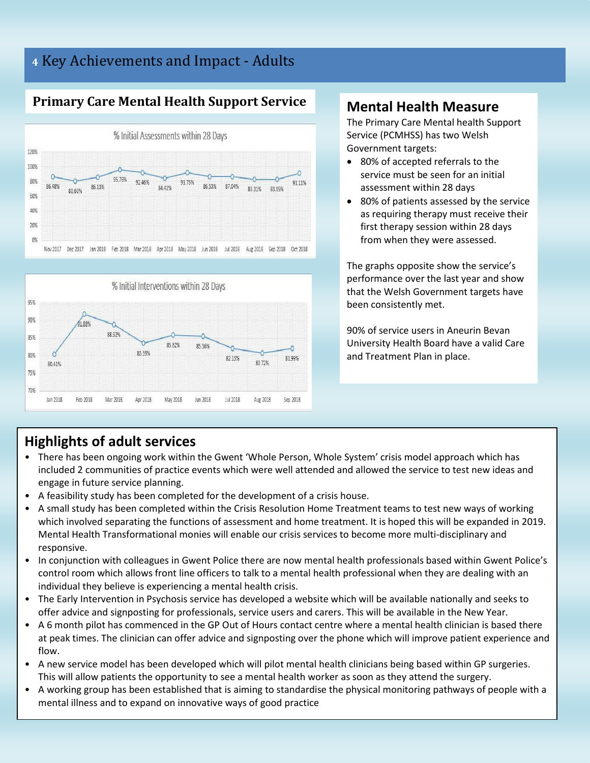# 4 Key Achievements and Impact - Adults

## Primary Care Mental Health Support Service

**% Initial Assessments within 28 Days**

| Month | % |
|---|---|
| Nov 2017 | 86.48% |
| Dec 2017 | 80.60% |
| Jan 2018 | 86.13% |
| Feb 2018 | 95.76% |
| Mar 2018 | 92.46% |
| Apr 2018 | 84.41% |
| May 2018 | 91.76% |
| Jun 2018 | 86.53% |
| Jul 2018 | 87.04% |
| Aug 2018 | 83.31% |
| Sep 2018 | 83.05% |
| Oct 2018 | 91.11% |

**% Initial Interventions within 28 Days**

| Month | % |
|---|---|
| Jan 2018 | 80.41% |
| Feb 2018 | 91.88% |
| Mar 2018 | 88.92% |
| Apr 2018 | 83.59% |
| May 2018 | 85.82% |
| Jun 2018 | 85.56% |
| Jul 2018 | 82.13% |
| Aug 2018 | 80.72% |
| Sep 2018 | 81.99% |

## Mental Health Measure

The Primary Care Mental health Support Service (PCMHSS) has two Welsh Government targets:

- 80% of accepted referrals to the service must be seen for an initial assessment within 28 days
- 80% of patients assessed by the service as requiring therapy must receive their first therapy session within 28 days from when they were assessed.

The graphs opposite show the service's performance over the last year and show that the Welsh Government targets have been consistently met.

90% of service users in Aneurin Bevan University Health Board have a valid Care and Treatment Plan in place.

## Highlights of adult services

- There has been ongoing work within the Gwent 'Whole Person, Whole System' crisis model approach which has included 2 communities of practice events which were well attended and allowed the service to test new ideas and engage in future service planning.
- A feasibility study has been completed for the development of a crisis house.
- A small study has been completed within the Crisis Resolution Home Treatment teams to test new ways of working which involved separating the functions of assessment and home treatment. It is hoped this will be expanded in 2019. Mental Health Transformational monies will enable our crisis services to become more multi-disciplinary and responsive.
- In conjunction with colleagues in Gwent Police there are now mental health professionals based within Gwent Police's control room which allows front line officers to talk to a mental health professional when they are dealing with an individual they believe is experiencing a mental health crisis.
- The Early Intervention in Psychosis service has developed a website which will be available nationally and seeks to offer advice and signposting for professionals, service users and carers. This will be available in the New Year.
- A 6 month pilot has commenced in the GP Out of Hours contact centre where a mental health clinician is based there at peak times. The clinician can offer advice and signposting over the phone which will improve patient experience and flow.
- A new service model has been developed which will pilot mental health clinicians being based within GP surgeries. This will allow patients the opportunity to see a mental health worker as soon as they attend the surgery.
- A working group has been established that is aiming to standardise the physical monitoring pathways of people with a mental illness and to expand on innovative ways of good practice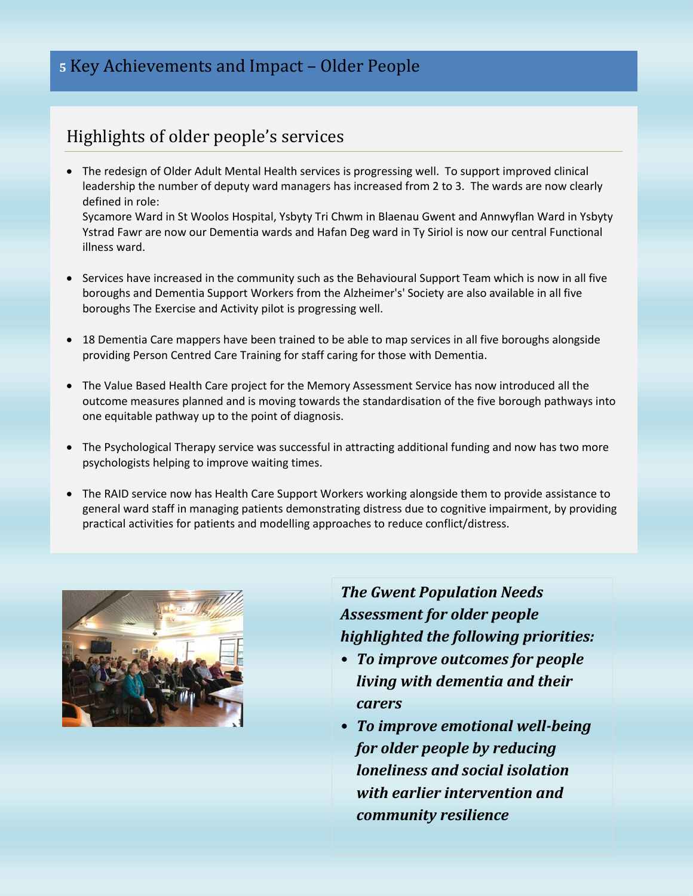# 5 Key Achievements and Impact – Older People

## Highlights of older people's services

- The redesign of Older Adult Mental Health services is progressing well. To support improved clinical leadership the number of deputy ward managers has increased from 2 to 3. The wards are now clearly defined in role:
  Sycamore Ward in St Woolos Hospital, Ysbyty Tri Chwm in Blaenau Gwent and Annwyflan Ward in Ysbyty Ystrad Fawr are now our Dementia wards and Hafan Deg ward in Ty Siriol is now our central Functional illness ward.

- Services have increased in the community such as the Behavioural Support Team which is now in all five boroughs and Dementia Support Workers from the Alzheimer's' Society are also available in all five boroughs The Exercise and Activity pilot is progressing well.

- 18 Dementia Care mappers have been trained to be able to map services in all five boroughs alongside providing Person Centred Care Training for staff caring for those with Dementia.

- The Value Based Health Care project for the Memory Assessment Service has now introduced all the outcome measures planned and is moving towards the standardisation of the five borough pathways into one equitable pathway up to the point of diagnosis.

- The Psychological Therapy service was successful in attracting additional funding and now has two more psychologists helping to improve waiting times.

- The RAID service now has Health Care Support Workers working alongside them to provide assistance to general ward staff in managing patients demonstrating distress due to cognitive impairment, by providing practical activities for patients and modelling approaches to reduce conflict/distress.

***The Gwent Population Needs Assessment for older people highlighted the following priorities:***

- ***To improve outcomes for people living with dementia and their carers***
- ***To improve emotional well-being for older people by reducing loneliness and social isolation with earlier intervention and community resilience***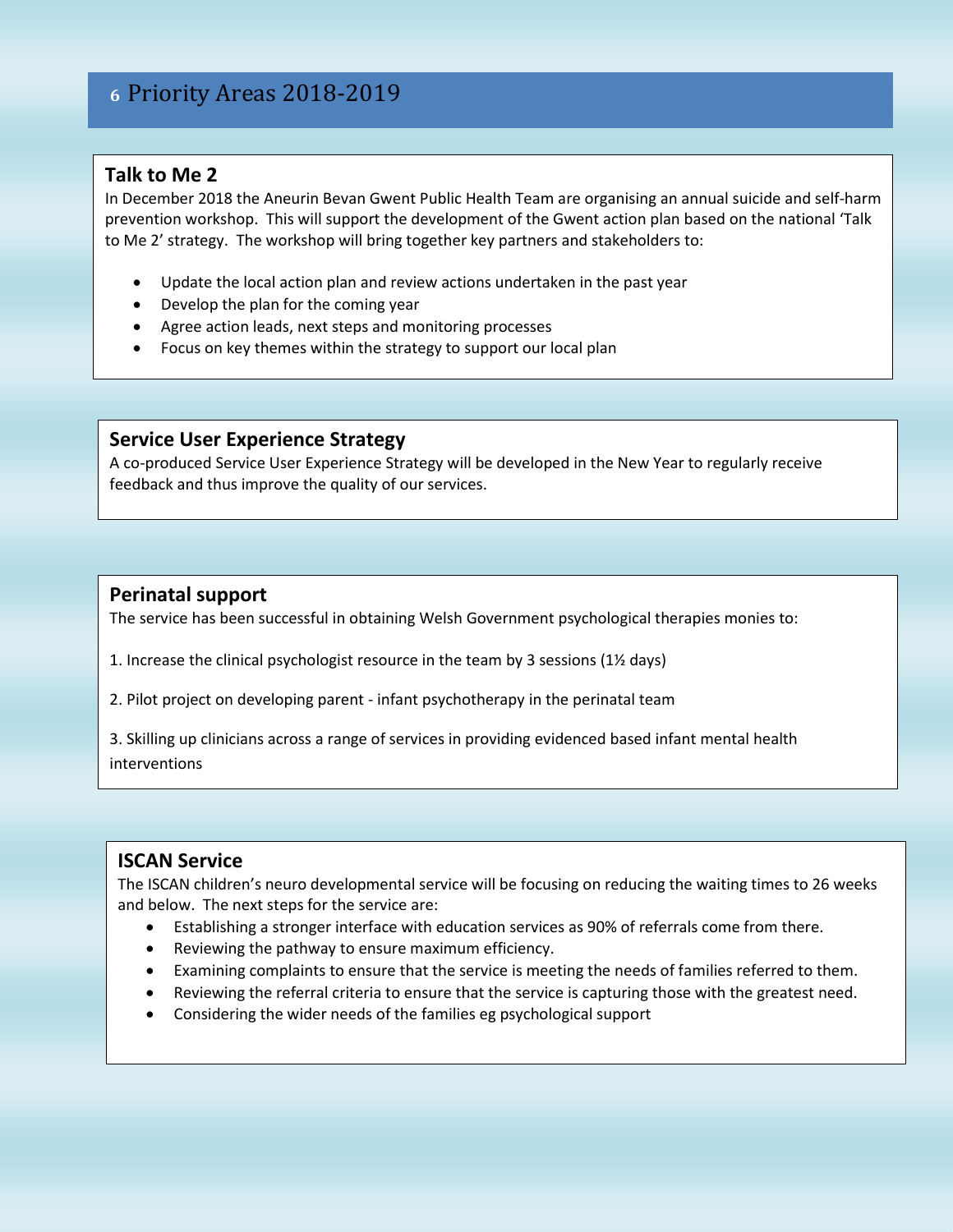# 6 Priority Areas 2018-2019

## Talk to Me 2

In December 2018 the Aneurin Bevan Gwent Public Health Team are organising an annual suicide and self-harm prevention workshop. This will support the development of the Gwent action plan based on the national 'Talk to Me 2' strategy. The workshop will bring together key partners and stakeholders to:

- Update the local action plan and review actions undertaken in the past year
- Develop the plan for the coming year
- Agree action leads, next steps and monitoring processes
- Focus on key themes within the strategy to support our local plan

## Service User Experience Strategy

A co-produced Service User Experience Strategy will be developed in the New Year to regularly receive feedback and thus improve the quality of our services.

## Perinatal support

The service has been successful in obtaining Welsh Government psychological therapies monies to:

1. Increase the clinical psychologist resource in the team by 3 sessions (1½ days)

2. Pilot project on developing parent - infant psychotherapy in the perinatal team

3. Skilling up clinicians across a range of services in providing evidenced based infant mental health interventions

## ISCAN Service

The ISCAN children's neuro developmental service will be focusing on reducing the waiting times to 26 weeks and below. The next steps for the service are:

- Establishing a stronger interface with education services as 90% of referrals come from there.
- Reviewing the pathway to ensure maximum efficiency.
- Examining complaints to ensure that the service is meeting the needs of families referred to them.
- Reviewing the referral criteria to ensure that the service is capturing those with the greatest need.
- Considering the wider needs of the families eg psychological support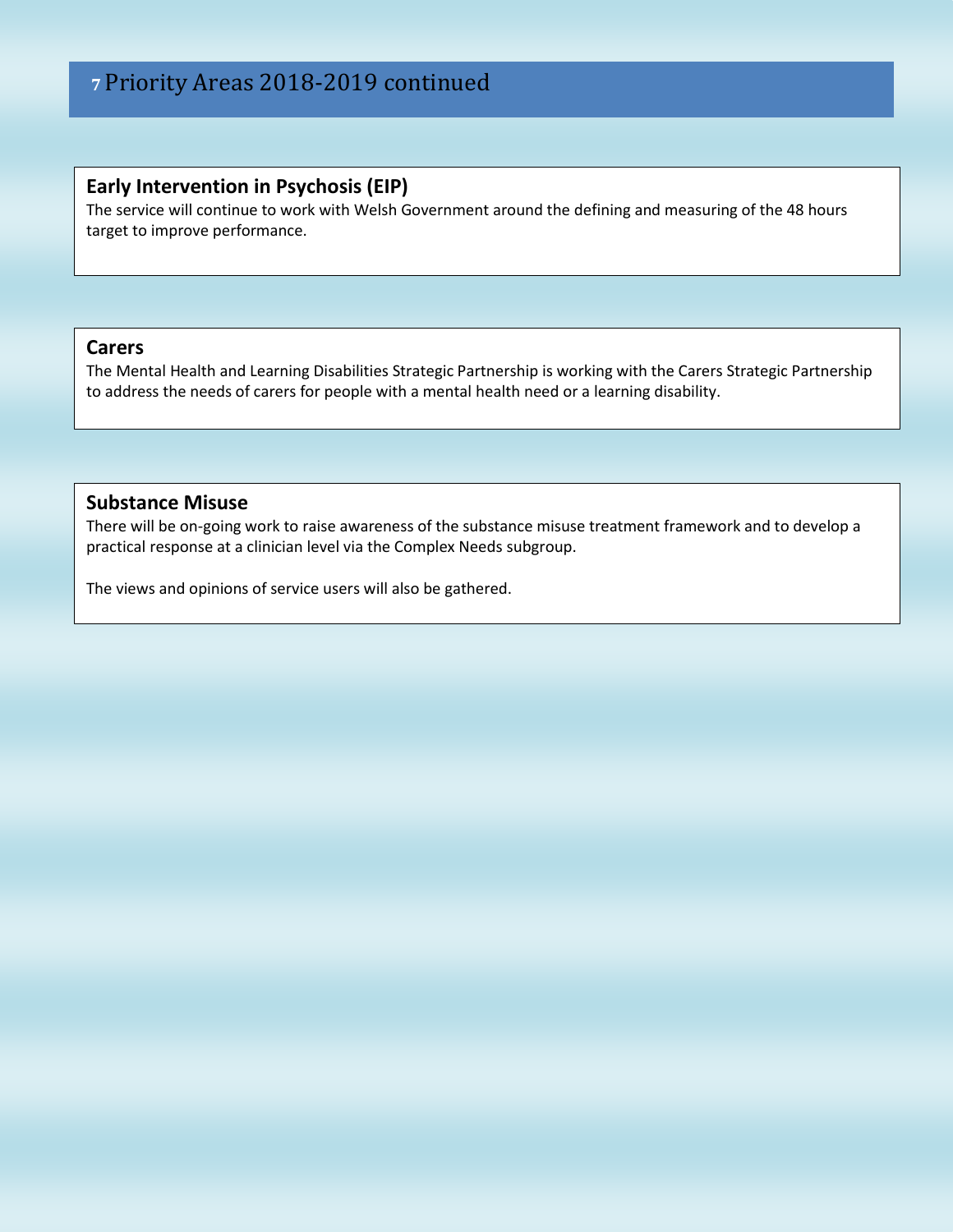# 7 Priority Areas 2018-2019 continued

### Early Intervention in Psychosis (EIP)

The service will continue to work with Welsh Government around the defining and measuring of the 48 hours target to improve performance.

### Carers

The Mental Health and Learning Disabilities Strategic Partnership is working with the Carers Strategic Partnership to address the needs of carers for people with a mental health need or a learning disability.

### Substance Misuse

There will be on-going work to raise awareness of the substance misuse treatment framework and to develop a practical response at a clinician level via the Complex Needs subgroup.

The views and opinions of service users will also be gathered.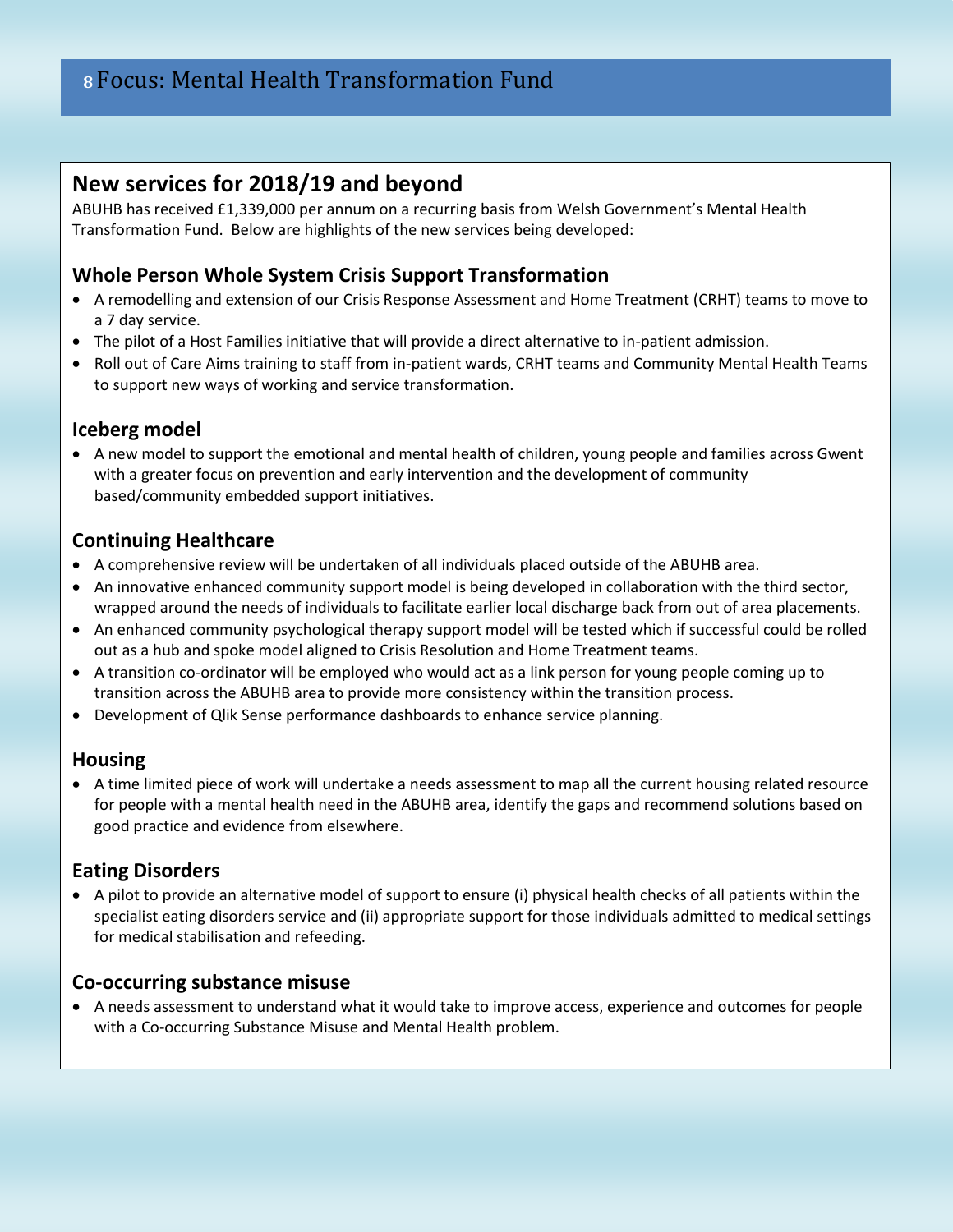# Focus: Mental Health Transformation Fund

## New services for 2018/19 and beyond

ABUHB has received £1,339,000 per annum on a recurring basis from Welsh Government's Mental Health Transformation Fund. Below are highlights of the new services being developed:

### Whole Person Whole System Crisis Support Transformation

- A remodelling and extension of our Crisis Response Assessment and Home Treatment (CRHT) teams to move to a 7 day service.
- The pilot of a Host Families initiative that will provide a direct alternative to in-patient admission.
- Roll out of Care Aims training to staff from in-patient wards, CRHT teams and Community Mental Health Teams to support new ways of working and service transformation.

### Iceberg model

- A new model to support the emotional and mental health of children, young people and families across Gwent with a greater focus on prevention and early intervention and the development of community based/community embedded support initiatives.

### Continuing Healthcare

- A comprehensive review will be undertaken of all individuals placed outside of the ABUHB area.
- An innovative enhanced community support model is being developed in collaboration with the third sector, wrapped around the needs of individuals to facilitate earlier local discharge back from out of area placements.
- An enhanced community psychological therapy support model will be tested which if successful could be rolled out as a hub and spoke model aligned to Crisis Resolution and Home Treatment teams.
- A transition co-ordinator will be employed who would act as a link person for young people coming up to transition across the ABUHB area to provide more consistency within the transition process.
- Development of Qlik Sense performance dashboards to enhance service planning.

### Housing

- A time limited piece of work will undertake a needs assessment to map all the current housing related resource for people with a mental health need in the ABUHB area, identify the gaps and recommend solutions based on good practice and evidence from elsewhere.

### Eating Disorders

- A pilot to provide an alternative model of support to ensure (i) physical health checks of all patients within the specialist eating disorders service and (ii) appropriate support for those individuals admitted to medical settings for medical stabilisation and refeeding.

### Co-occurring substance misuse

- A needs assessment to understand what it would take to improve access, experience and outcomes for people with a Co-occurring Substance Misuse and Mental Health problem.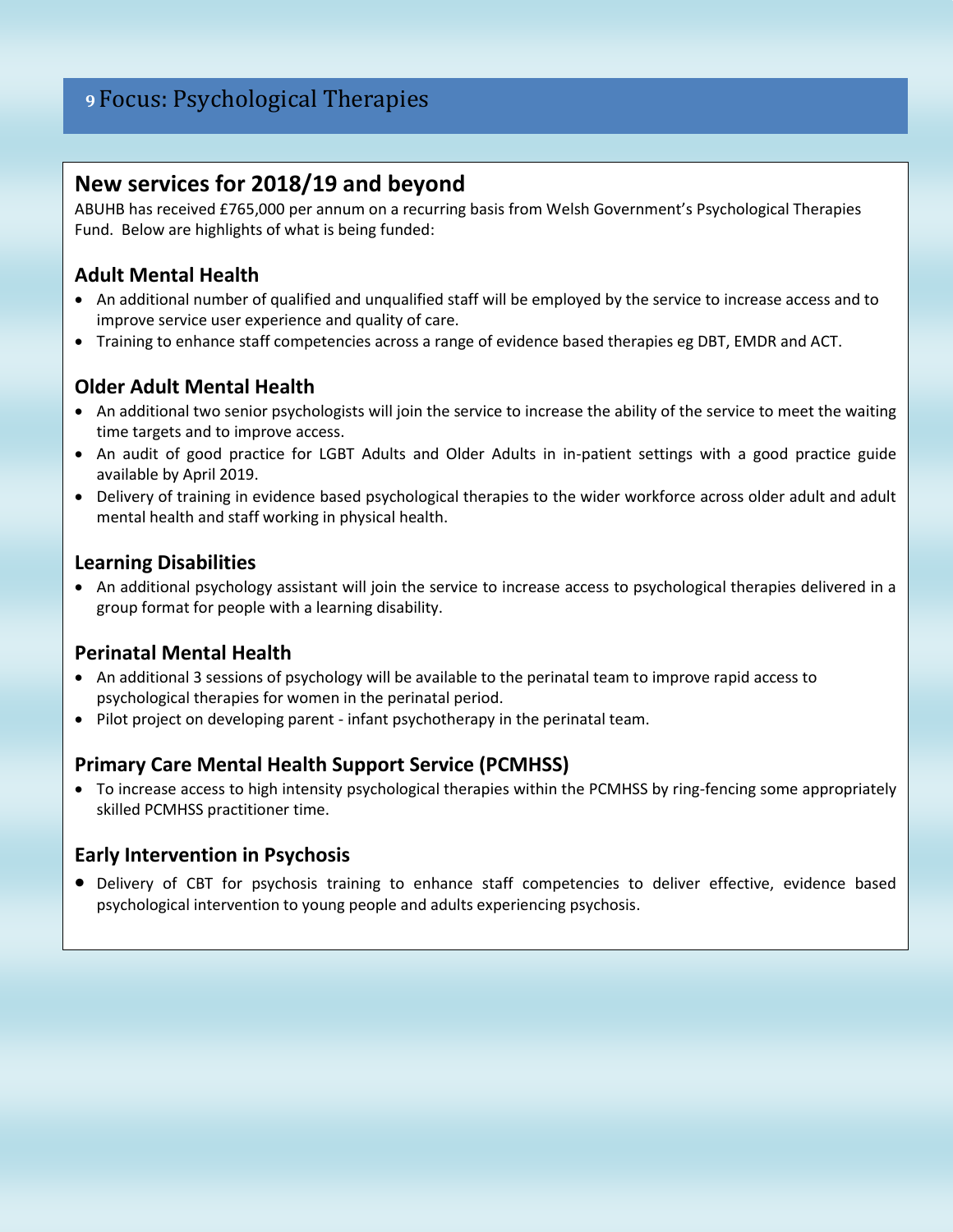# Focus: Psychological Therapies

## New services for 2018/19 and beyond

ABUHB has received £765,000 per annum on a recurring basis from Welsh Government's Psychological Therapies Fund. Below are highlights of what is being funded:

### Adult Mental Health

- An additional number of qualified and unqualified staff will be employed by the service to increase access and to improve service user experience and quality of care.
- Training to enhance staff competencies across a range of evidence based therapies eg DBT, EMDR and ACT.

### Older Adult Mental Health

- An additional two senior psychologists will join the service to increase the ability of the service to meet the waiting time targets and to improve access.
- An audit of good practice for LGBT Adults and Older Adults in in-patient settings with a good practice guide available by April 2019.
- Delivery of training in evidence based psychological therapies to the wider workforce across older adult and adult mental health and staff working in physical health.

### Learning Disabilities

- An additional psychology assistant will join the service to increase access to psychological therapies delivered in a group format for people with a learning disability.

### Perinatal Mental Health

- An additional 3 sessions of psychology will be available to the perinatal team to improve rapid access to psychological therapies for women in the perinatal period.
- Pilot project on developing parent - infant psychotherapy in the perinatal team.

### Primary Care Mental Health Support Service (PCMHSS)

- To increase access to high intensity psychological therapies within the PCMHSS by ring-fencing some appropriately skilled PCMHSS practitioner time.

### Early Intervention in Psychosis

- Delivery of CBT for psychosis training to enhance staff competencies to deliver effective, evidence based psychological intervention to young people and adults experiencing psychosis.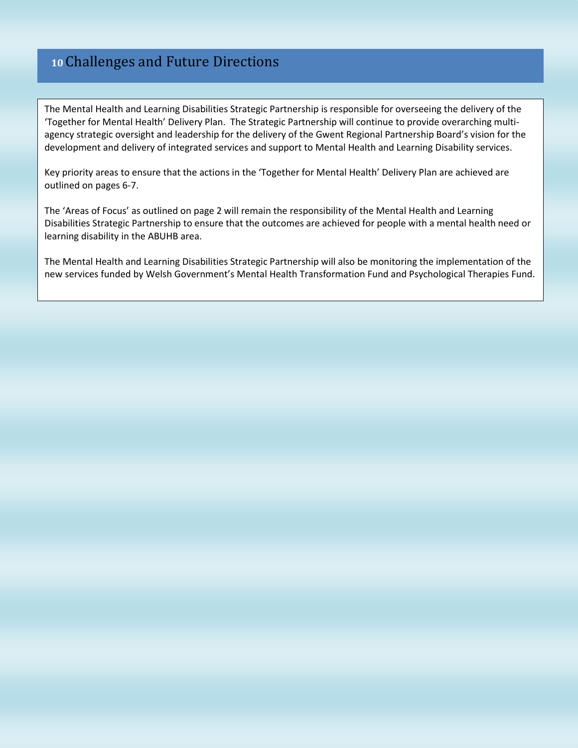# 10 Challenges and Future Directions

The Mental Health and Learning Disabilities Strategic Partnership is responsible for overseeing the delivery of the 'Together for Mental Health' Delivery Plan. The Strategic Partnership will continue to provide overarching multi-agency strategic oversight and leadership for the delivery of the Gwent Regional Partnership Board's vision for the development and delivery of integrated services and support to Mental Health and Learning Disability services.

Key priority areas to ensure that the actions in the 'Together for Mental Health' Delivery Plan are achieved are outlined on pages 6-7.

The 'Areas of Focus' as outlined on page 2 will remain the responsibility of the Mental Health and Learning Disabilities Strategic Partnership to ensure that the outcomes are achieved for people with a mental health need or learning disability in the ABUHB area.

The Mental Health and Learning Disabilities Strategic Partnership will also be monitoring the implementation of the new services funded by Welsh Government's Mental Health Transformation Fund and Psychological Therapies Fund.